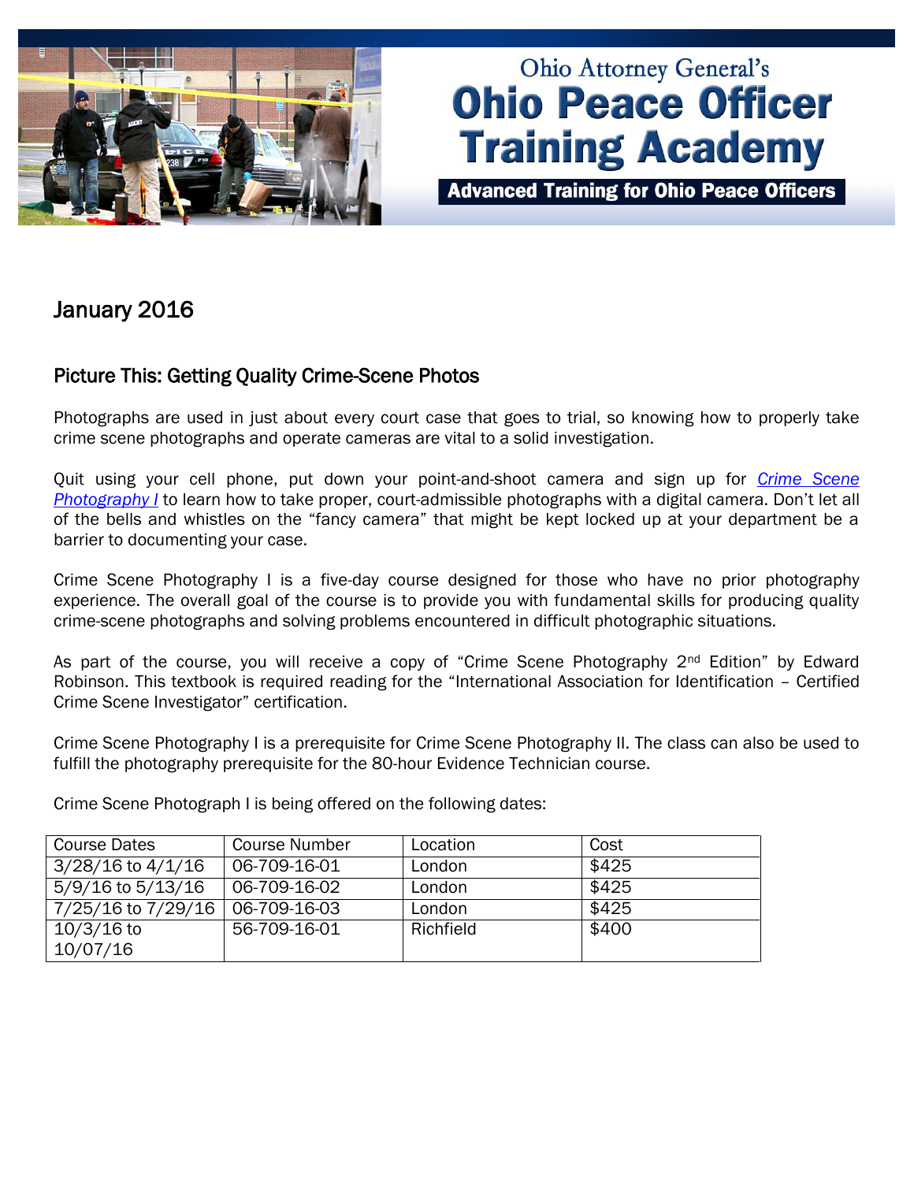# Ohio Attorney General's Ohio Peace Officer Training Academy

**Advanced Training for Ohio Peace Officers**

## January 2016

### Picture This: Getting Quality Crime-Scene Photos

Photographs are used in just about every court case that goes to trial, so knowing how to properly take crime scene photographs and operate cameras are vital to a solid investigation.

Quit using your cell phone, put down your point-and-shoot camera and sign up for *Crime Scene Photography I* to learn how to take proper, court-admissible photographs with a digital camera. Don't let all of the bells and whistles on the "fancy camera" that might be kept locked up at your department be a barrier to documenting your case.

Crime Scene Photography I is a five-day course designed for those who have no prior photography experience. The overall goal of the course is to provide you with fundamental skills for producing quality crime-scene photographs and solving problems encountered in difficult photographic situations.

As part of the course, you will receive a copy of "Crime Scene Photography 2nd Edition" by Edward Robinson. This textbook is required reading for the "International Association for Identification – Certified Crime Scene Investigator" certification.

Crime Scene Photography I is a prerequisite for Crime Scene Photography II. The class can also be used to fulfill the photography prerequisite for the 80-hour Evidence Technician course.

Crime Scene Photograph I is being offered on the following dates:

| Course Dates | Course Number | Location | Cost |
|---|---|---|---|
| 3/28/16 to 4/1/16 | 06-709-16-01 | London | $425 |
| 5/9/16 to 5/13/16 | 06-709-16-02 | London | $425 |
| 7/25/16 to 7/29/16 | 06-709-16-03 | London | $425 |
| 10/3/16 to 10/07/16 | 56-709-16-01 | Richfield | $400 |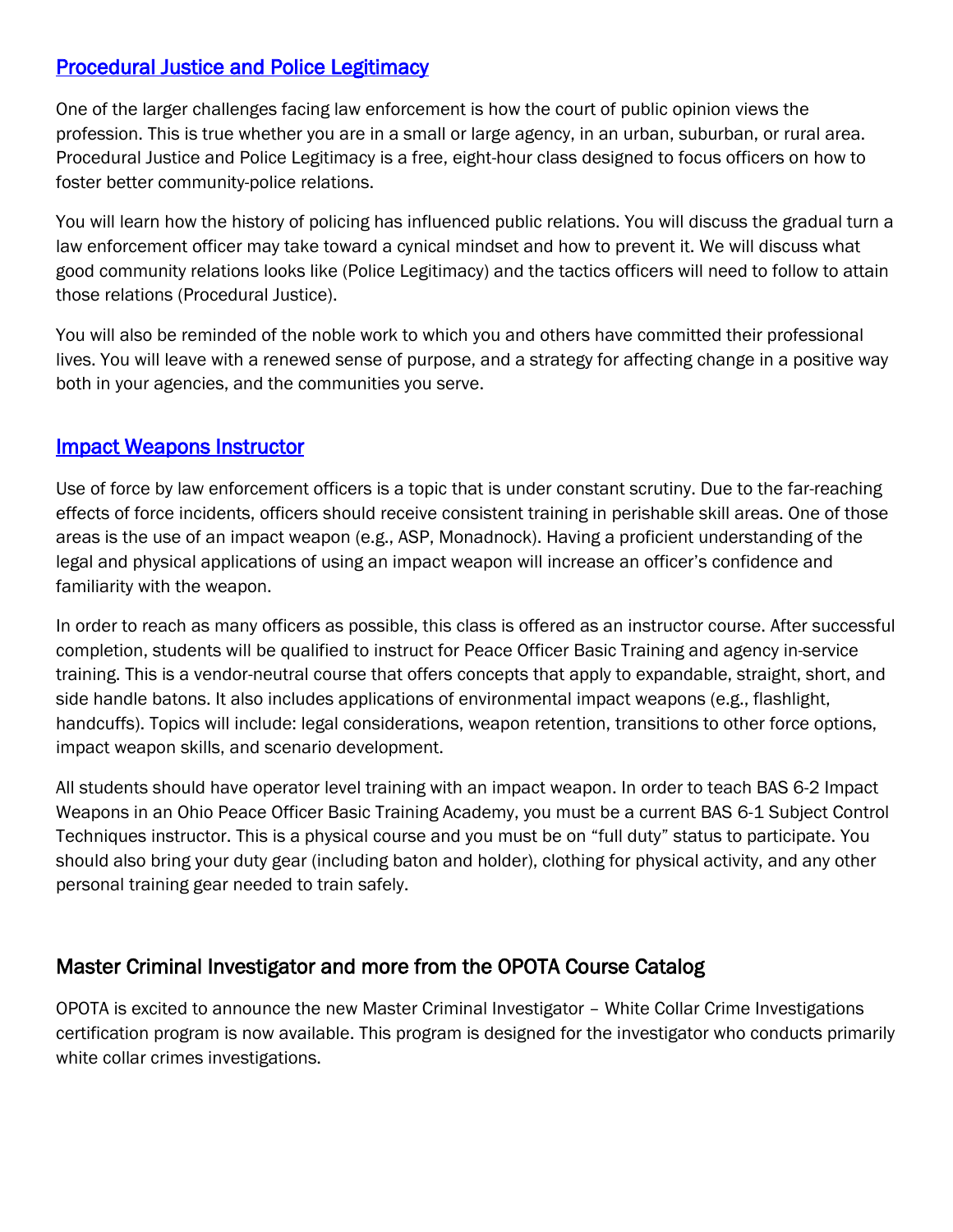## [Procedural Justice and Police Legitimacy]

One of the larger challenges facing law enforcement is how the court of public opinion views the profession. This is true whether you are in a small or large agency, in an urban, suburban, or rural area. Procedural Justice and Police Legitimacy is a free, eight-hour class designed to focus officers on how to foster better community-police relations.

You will learn how the history of policing has influenced public relations. You will discuss the gradual turn a law enforcement officer may take toward a cynical mindset and how to prevent it. We will discuss what good community relations looks like (Police Legitimacy) and the tactics officers will need to follow to attain those relations (Procedural Justice).

You will also be reminded of the noble work to which you and others have committed their professional lives. You will leave with a renewed sense of purpose, and a strategy for affecting change in a positive way both in your agencies, and the communities you serve.

## [Impact Weapons Instructor]

Use of force by law enforcement officers is a topic that is under constant scrutiny. Due to the far-reaching effects of force incidents, officers should receive consistent training in perishable skill areas. One of those areas is the use of an impact weapon (e.g., ASP, Monadnock). Having a proficient understanding of the legal and physical applications of using an impact weapon will increase an officer's confidence and familiarity with the weapon.

In order to reach as many officers as possible, this class is offered as an instructor course. After successful completion, students will be qualified to instruct for Peace Officer Basic Training and agency in-service training. This is a vendor-neutral course that offers concepts that apply to expandable, straight, short, and side handle batons. It also includes applications of environmental impact weapons (e.g., flashlight, handcuffs). Topics will include: legal considerations, weapon retention, transitions to other force options, impact weapon skills, and scenario development.

All students should have operator level training with an impact weapon. In order to teach BAS 6-2 Impact Weapons in an Ohio Peace Officer Basic Training Academy, you must be a current BAS 6-1 Subject Control Techniques instructor. This is a physical course and you must be on "full duty" status to participate. You should also bring your duty gear (including baton and holder), clothing for physical activity, and any other personal training gear needed to train safely.

## Master Criminal Investigator and more from the OPOTA Course Catalog

OPOTA is excited to announce the new Master Criminal Investigator – White Collar Crime Investigations certification program is now available. This program is designed for the investigator who conducts primarily white collar crimes investigations.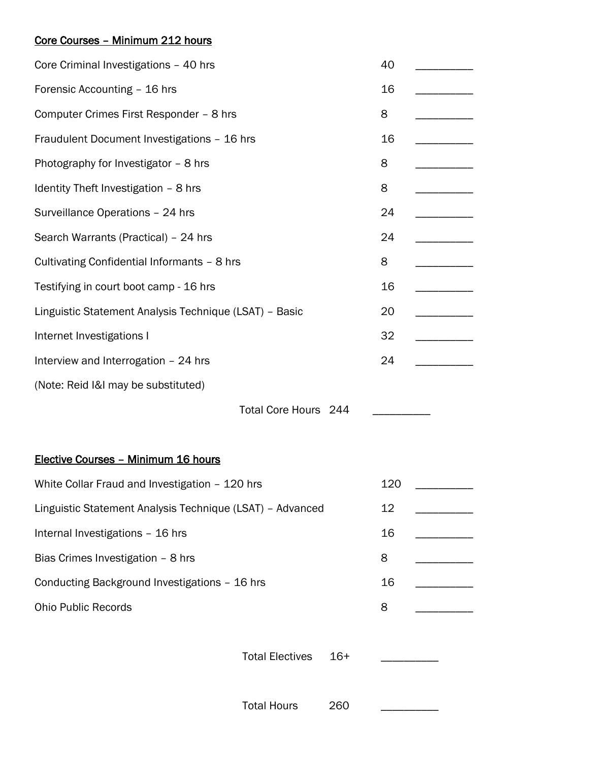<u>Core Courses – Minimum 212 hours</u>

| Course | Hours | |
|---|---|---|
| Core Criminal Investigations – 40 hrs | 40 | __________ |
| Forensic Accounting – 16 hrs | 16 | __________ |
| Computer Crimes First Responder – 8 hrs | 8 | __________ |
| Fraudulent Document Investigations – 16 hrs | 16 | __________ |
| Photography for Investigator – 8 hrs | 8 | __________ |
| Identity Theft Investigation – 8 hrs | 8 | __________ |
| Surveillance Operations – 24 hrs | 24 | __________ |
| Search Warrants (Practical) – 24 hrs | 24 | __________ |
| Cultivating Confidential Informants – 8 hrs | 8 | __________ |
| Testifying in court boot camp - 16 hrs | 16 | __________ |
| Linguistic Statement Analysis Technique (LSAT) – Basic | 20 | __________ |
| Internet Investigations I | 32 | __________ |
| Interview and Interrogation – 24 hrs | 24 | __________ |
| (Note: Reid I&I may be substituted) | | |

Total Core Hours 244 __________

<u>Elective Courses – Minimum 16 hours</u>

| Course | Hours | |
|---|---|---|
| White Collar Fraud and Investigation – 120 hrs | 120 | __________ |
| Linguistic Statement Analysis Technique (LSAT) – Advanced | 12 | __________ |
| Internal Investigations – 16 hrs | 16 | __________ |
| Bias Crimes Investigation – 8 hrs | 8 | __________ |
| Conducting Background Investigations – 16 hrs | 16 | __________ |
| Ohio Public Records | 8 | __________ |

Total Electives 16+ __________

Total Hours 260 __________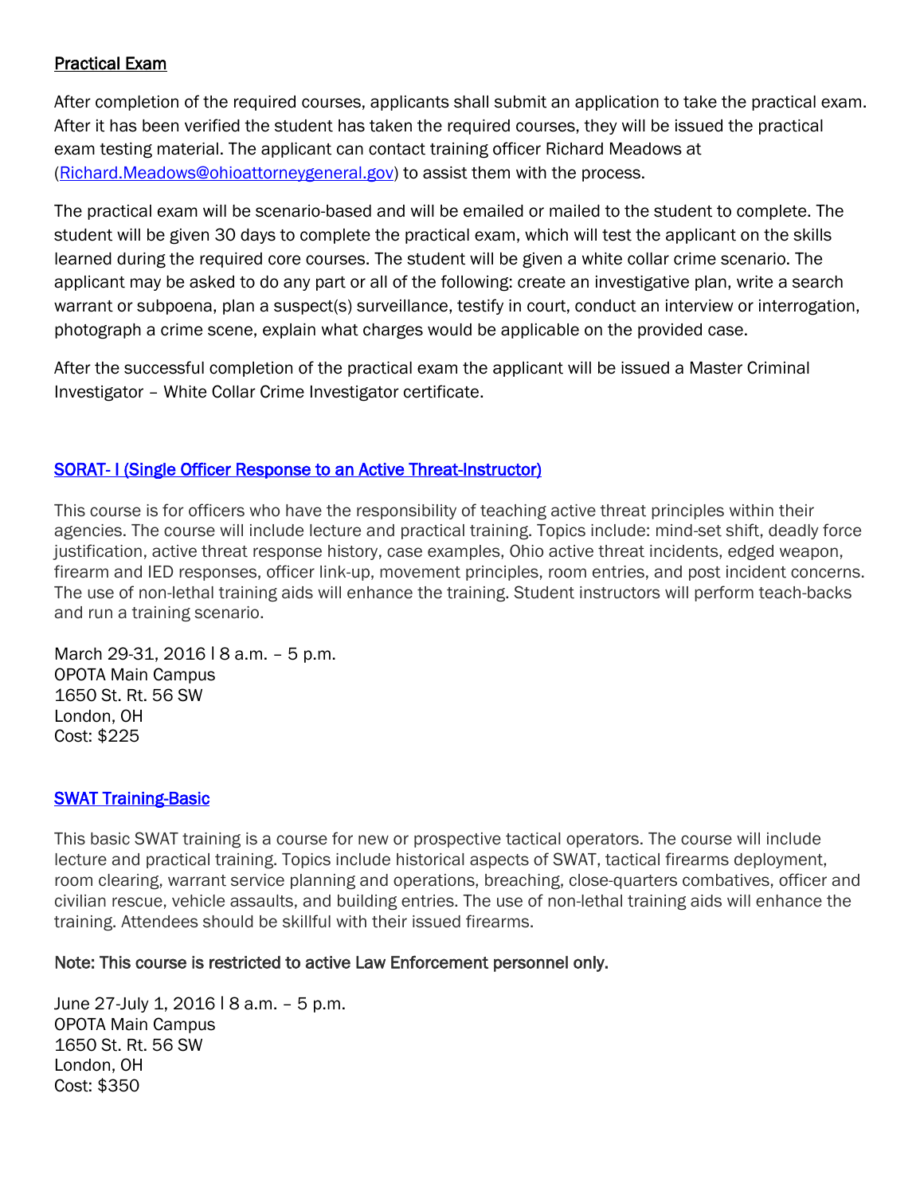## Practical Exam

After completion of the required courses, applicants shall submit an application to take the practical exam. After it has been verified the student has taken the required courses, they will be issued the practical exam testing material. The applicant can contact training officer Richard Meadows at (Richard.Meadows@ohioattorneygeneral.gov) to assist them with the process.

The practical exam will be scenario-based and will be emailed or mailed to the student to complete. The student will be given 30 days to complete the practical exam, which will test the applicant on the skills learned during the required core courses. The student will be given a white collar crime scenario. The applicant may be asked to do any part or all of the following: create an investigative plan, write a search warrant or subpoena, plan a suspect(s) surveillance, testify in court, conduct an interview or interrogation, photograph a crime scene, explain what charges would be applicable on the provided case.

After the successful completion of the practical exam the applicant will be issued a Master Criminal Investigator – White Collar Crime Investigator certificate.

## SORAT- I (Single Officer Response to an Active Threat-Instructor)

This course is for officers who have the responsibility of teaching active threat principles within their agencies. The course will include lecture and practical training. Topics include: mind-set shift, deadly force justification, active threat response history, case examples, Ohio active threat incidents, edged weapon, firearm and IED responses, officer link-up, movement principles, room entries, and post incident concerns. The use of non-lethal training aids will enhance the training. Student instructors will perform teach-backs and run a training scenario.

March 29-31, 2016 | 8 a.m. – 5 p.m.
OPOTA Main Campus
1650 St. Rt. 56 SW
London, OH
Cost: $225

## SWAT Training-Basic

This basic SWAT training is a course for new or prospective tactical operators. The course will include lecture and practical training. Topics include historical aspects of SWAT, tactical firearms deployment, room clearing, warrant service planning and operations, breaching, close-quarters combatives, officer and civilian rescue, vehicle assaults, and building entries. The use of non-lethal training aids will enhance the training. Attendees should be skillful with their issued firearms.

Note: This course is restricted to active Law Enforcement personnel only.

June 27-July 1, 2016 | 8 a.m. – 5 p.m.
OPOTA Main Campus
1650 St. Rt. 56 SW
London, OH
Cost: $350